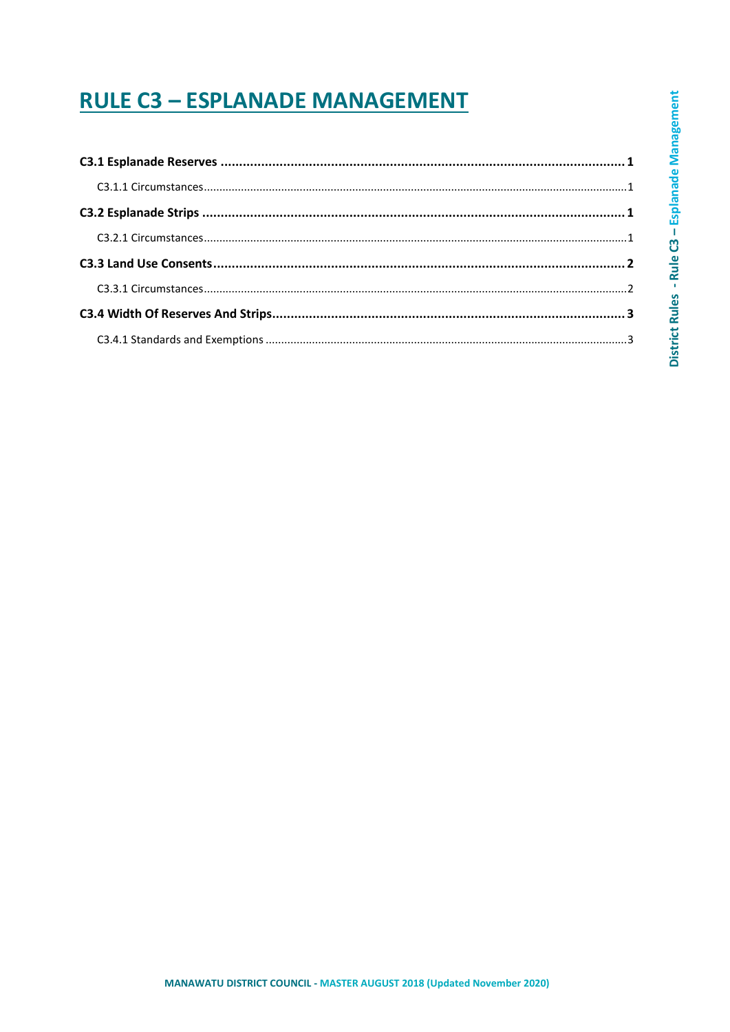# RULE C3 – ESPLANADE MANAGEMENT

**C3.1 Esplanade Reserves** ............................................................................................................ **1**

C3.1.1 Circumstances........................................................................................................................1

**C3.2 Esplanade Strips** ................................................................................................................ **1**

C3.2.1 Circumstances........................................................................................................................1

**C3.3 Land Use Consents**.............................................................................................................. **2**

C3.3.1 Circumstances........................................................................................................................2

**C3.4 Width Of Reserves And Strips**............................................................................................... **3**

C3.4.1 Standards and Exemptions ....................................................................................................3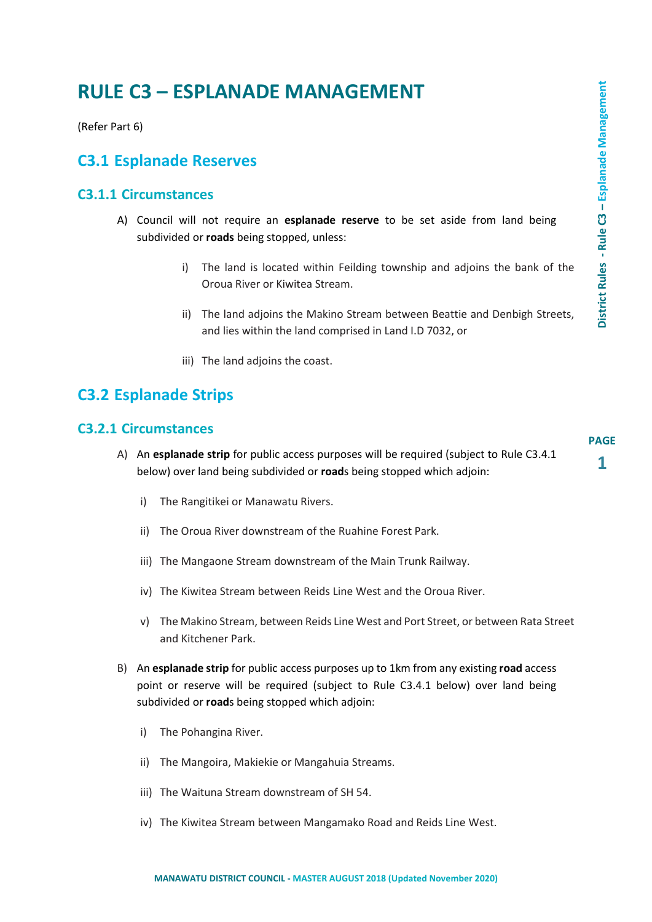# RULE C3 – ESPLANADE MANAGEMENT

(Refer Part 6)

## C3.1 Esplanade Reserves

### C3.1.1 Circumstances

A) Council will not require an **esplanade reserve** to be set aside from land being subdivided or **roads** being stopped, unless:

   i) The land is located within Feilding township and adjoins the bank of the Oroua River or Kiwitea Stream.

   ii) The land adjoins the Makino Stream between Beattie and Denbigh Streets, and lies within the land comprised in Land I.D 7032, or

   iii) The land adjoins the coast.

## C3.2 Esplanade Strips

### C3.2.1 Circumstances

A) An **esplanade strip** for public access purposes will be required (subject to Rule C3.4.1 below) over land being subdivided or **road**s being stopped which adjoin:

   i) The Rangitikei or Manawatu Rivers.

   ii) The Oroua River downstream of the Ruahine Forest Park.

   iii) The Mangaone Stream downstream of the Main Trunk Railway.

   iv) The Kiwitea Stream between Reids Line West and the Oroua River.

   v) The Makino Stream, between Reids Line West and Port Street, or between Rata Street and Kitchener Park.

B) An **esplanade strip** for public access purposes up to 1km from any existing **road** access point or reserve will be required (subject to Rule C3.4.1 below) over land being subdivided or **road**s being stopped which adjoin:

   i) The Pohangina River.

   ii) The Mangoira, Makiekie or Mangahuia Streams.

   iii) The Waituna Stream downstream of SH 54.

   iv) The Kiwitea Stream between Mangamako Road and Reids Line West.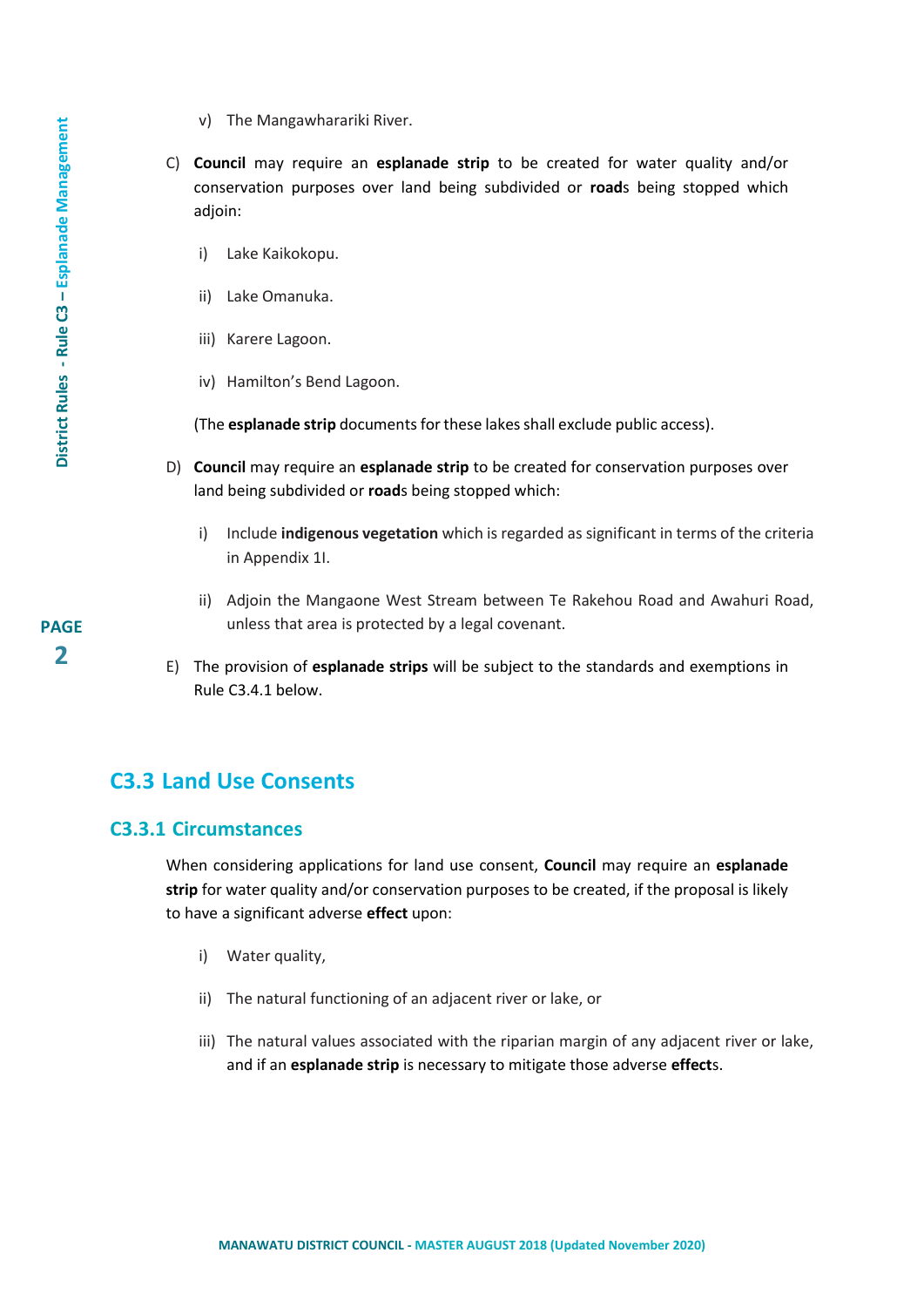v) The Mangawhararikі River.

C) **Council** may require an **esplanade strip** to be created for water quality and/or conservation purposes over land being subdivided or **road**s being stopped which adjoin:

i) Lake Kaikokopu.

ii) Lake Omanuka.

iii) Karere Lagoon.

iv) Hamilton's Bend Lagoon.

(The **esplanade strip** documents for these lakes shall exclude public access).

D) **Council** may require an **esplanade strip** to be created for conservation purposes over land being subdivided or **road**s being stopped which:

i) Include **indigenous vegetation** which is regarded as significant in terms of the criteria in Appendix 1I.

ii) Adjoin the Mangaone West Stream between Te Rakehou Road and Awahuri Road, unless that area is protected by a legal covenant.

E) The provision of **esplanade strips** will be subject to the standards and exemptions in Rule C3.4.1 below.

## C3.3 Land Use Consents

### C3.3.1 Circumstances

When considering applications for land use consent, **Council** may require an **esplanade strip** for water quality and/or conservation purposes to be created, if the proposal is likely to have a significant adverse **effect** upon:

i) Water quality,

ii) The natural functioning of an adjacent river or lake, or

iii) The natural values associated with the riparian margin of any adjacent river or lake, and if an **esplanade strip** is necessary to mitigate those adverse **effect**s.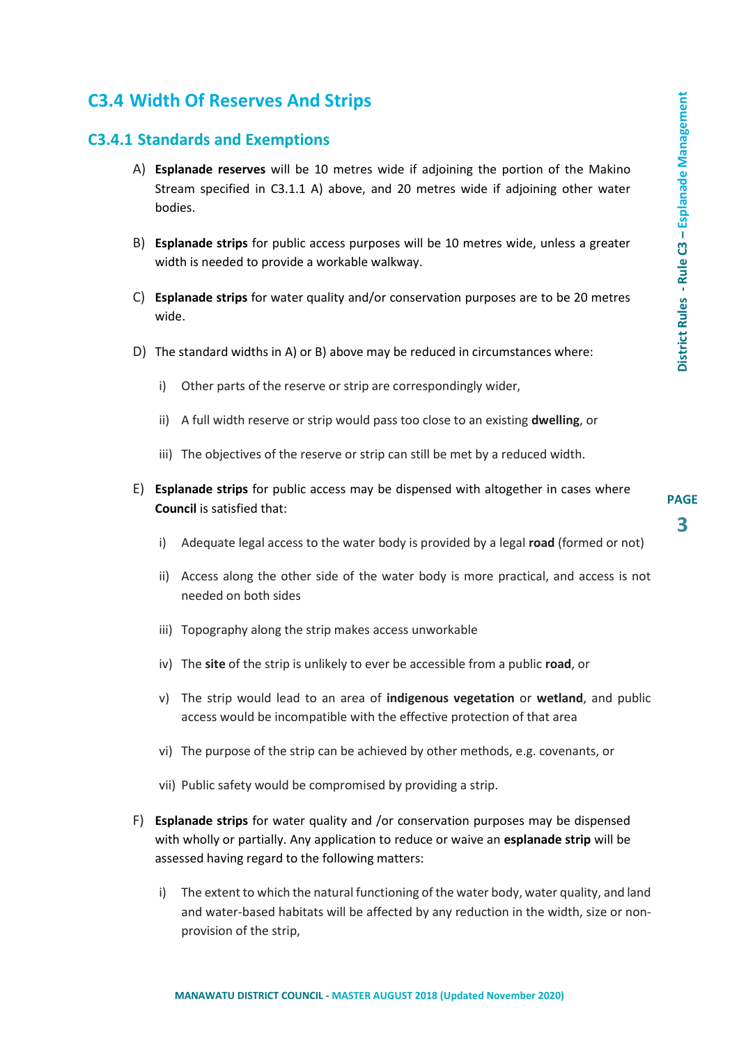## C3.4 Width Of Reserves And Strips

### C3.4.1 Standards and Exemptions

A) **Esplanade reserves** will be 10 metres wide if adjoining the portion of the Makino Stream specified in C3.1.1 A) above, and 20 metres wide if adjoining other water bodies.

B) **Esplanade strips** for public access purposes will be 10 metres wide, unless a greater width is needed to provide a workable walkway.

C) **Esplanade strips** for water quality and/or conservation purposes are to be 20 metres wide.

D) The standard widths in A) or B) above may be reduced in circumstances where:

  i) Other parts of the reserve or strip are correspondingly wider,

  ii) A full width reserve or strip would pass too close to an existing **dwelling**, or

  iii) The objectives of the reserve or strip can still be met by a reduced width.

E) **Esplanade strips** for public access may be dispensed with altogether in cases where **Council** is satisfied that:

  i) Adequate legal access to the water body is provided by a legal **road** (formed or not)

  ii) Access along the other side of the water body is more practical, and access is not needed on both sides

  iii) Topography along the strip makes access unworkable

  iv) The **site** of the strip is unlikely to ever be accessible from a public **road**, or

  v) The strip would lead to an area of **indigenous vegetation** or **wetland**, and public access would be incompatible with the effective protection of that area

  vi) The purpose of the strip can be achieved by other methods, e.g. covenants, or

  vii) Public safety would be compromised by providing a strip.

F) **Esplanade strips** for water quality and /or conservation purposes may be dispensed with wholly or partially. Any application to reduce or waive an **esplanade strip** will be assessed having regard to the following matters:

  i) The extent to which the natural functioning of the water body, water quality, and land and water-based habitats will be affected by any reduction in the width, size or non-provision of the strip,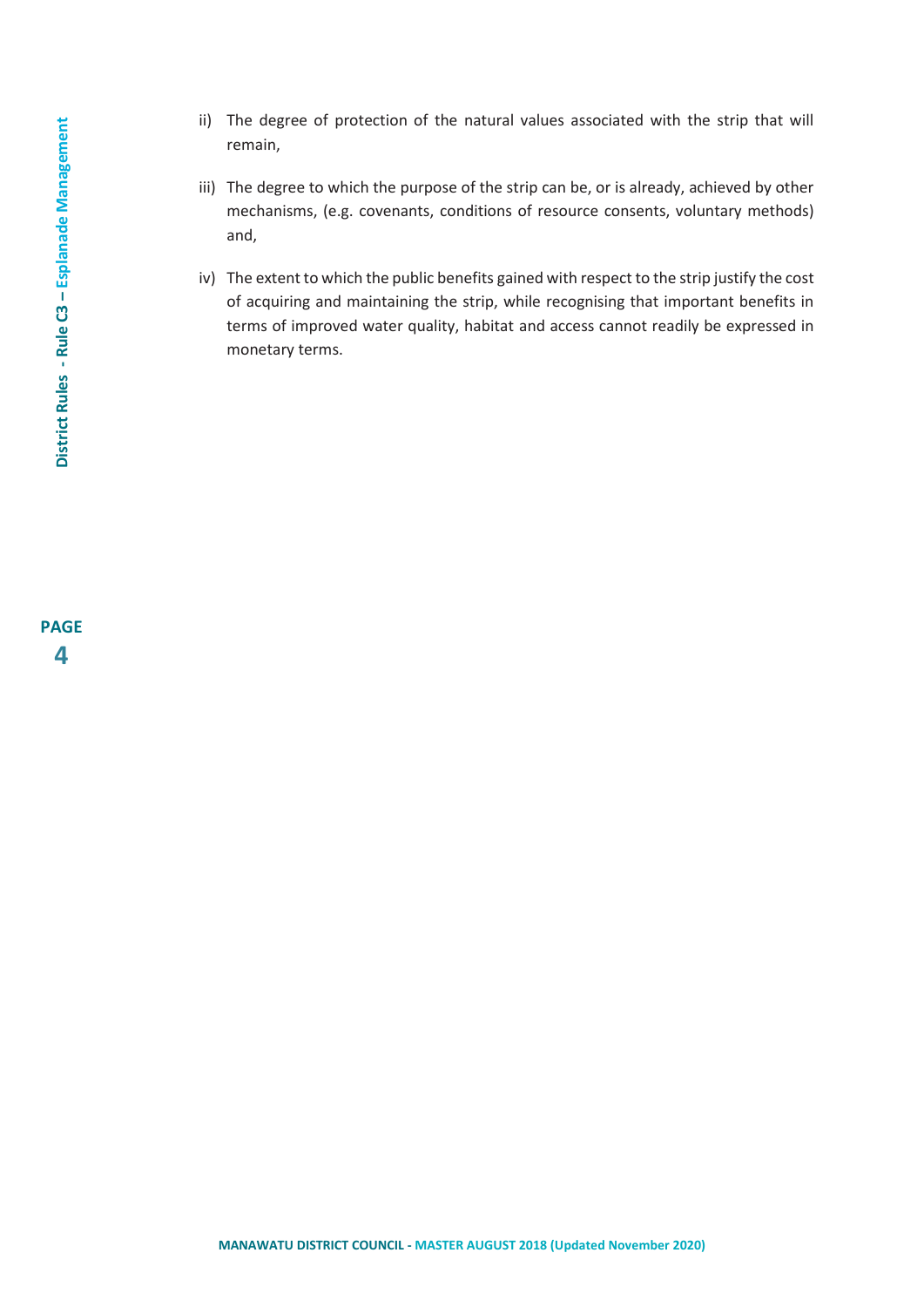ii) The degree of protection of the natural values associated with the strip that will remain,

iii) The degree to which the purpose of the strip can be, or is already, achieved by other mechanisms, (e.g. covenants, conditions of resource consents, voluntary methods) and,

iv) The extent to which the public benefits gained with respect to the strip justify the cost of acquiring and maintaining the strip, while recognising that important benefits in terms of improved water quality, habitat and access cannot readily be expressed in monetary terms.